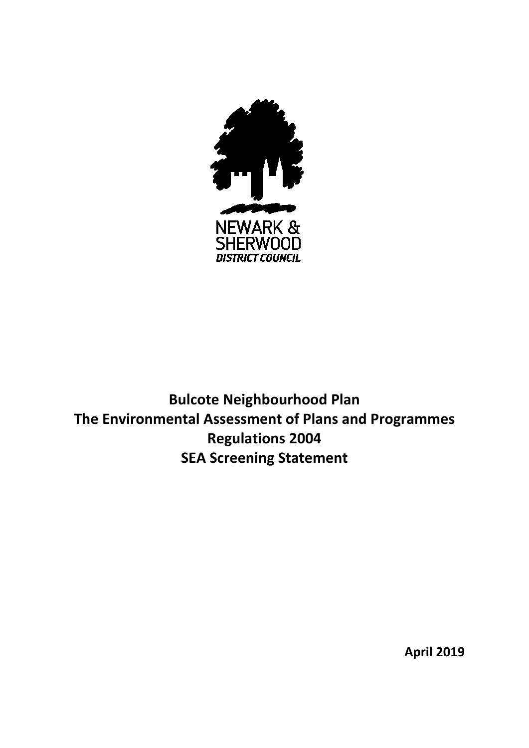NEWARK & SHERWOOD
DISTRICT COUNCIL

# Bulcote Neighbourhood Plan
# The Environmental Assessment of Plans and Programmes Regulations 2004
# SEA Screening Statement

**April 2019**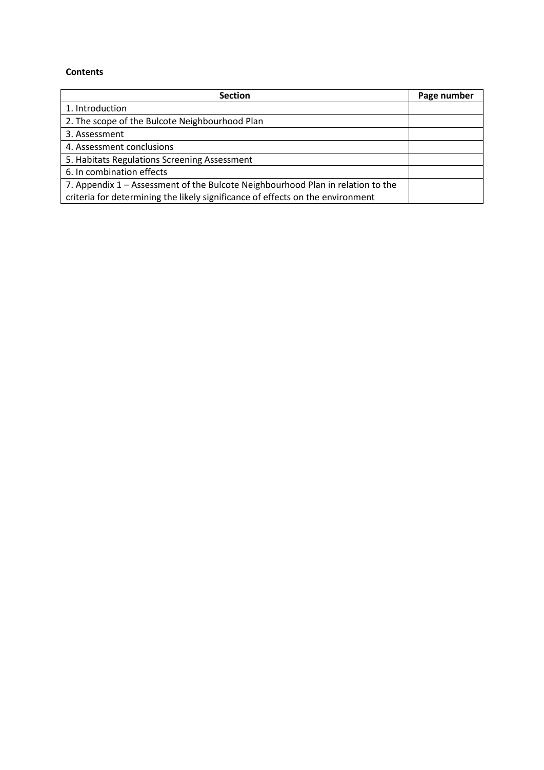**Contents**

| Section | Page number |
|---|---|
| 1. Introduction | |
| 2. The scope of the Bulcote Neighbourhood Plan | |
| 3. Assessment | |
| 4. Assessment conclusions | |
| 5. Habitats Regulations Screening Assessment | |
| 6. In combination effects | |
| 7. Appendix 1 – Assessment of the Bulcote Neighbourhood Plan in relation to the criteria for determining the likely significance of effects on the environment | |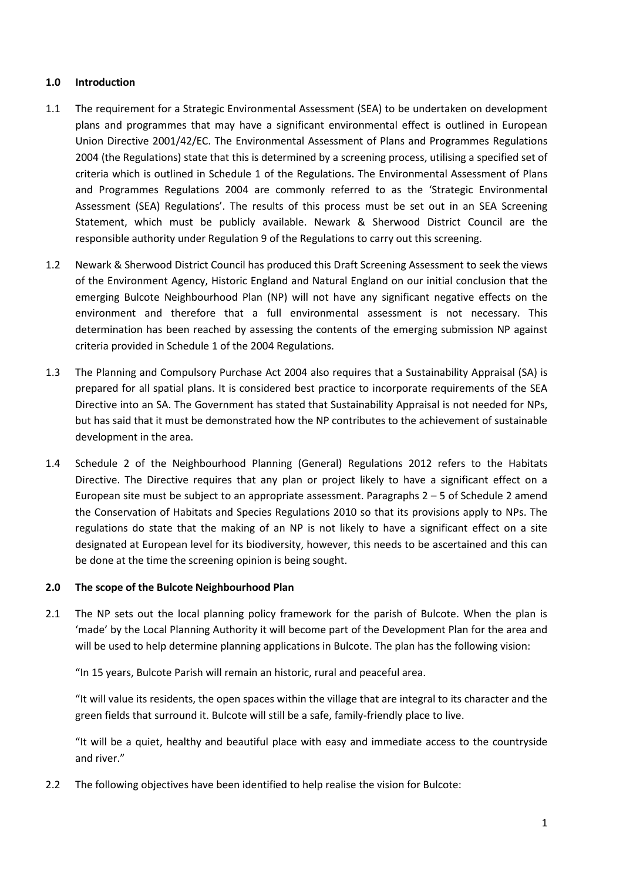## 1.0 Introduction

1.1 The requirement for a Strategic Environmental Assessment (SEA) to be undertaken on development plans and programmes that may have a significant environmental effect is outlined in European Union Directive 2001/42/EC. The Environmental Assessment of Plans and Programmes Regulations 2004 (the Regulations) state that this is determined by a screening process, utilising a specified set of criteria which is outlined in Schedule 1 of the Regulations. The Environmental Assessment of Plans and Programmes Regulations 2004 are commonly referred to as the 'Strategic Environmental Assessment (SEA) Regulations'. The results of this process must be set out in an SEA Screening Statement, which must be publicly available. Newark & Sherwood District Council are the responsible authority under Regulation 9 of the Regulations to carry out this screening.

1.2 Newark & Sherwood District Council has produced this Draft Screening Assessment to seek the views of the Environment Agency, Historic England and Natural England on our initial conclusion that the emerging Bulcote Neighbourhood Plan (NP) will not have any significant negative effects on the environment and therefore that a full environmental assessment is not necessary. This determination has been reached by assessing the contents of the emerging submission NP against criteria provided in Schedule 1 of the 2004 Regulations.

1.3 The Planning and Compulsory Purchase Act 2004 also requires that a Sustainability Appraisal (SA) is prepared for all spatial plans. It is considered best practice to incorporate requirements of the SEA Directive into an SA. The Government has stated that Sustainability Appraisal is not needed for NPs, but has said that it must be demonstrated how the NP contributes to the achievement of sustainable development in the area.

1.4 Schedule 2 of the Neighbourhood Planning (General) Regulations 2012 refers to the Habitats Directive. The Directive requires that any plan or project likely to have a significant effect on a European site must be subject to an appropriate assessment. Paragraphs 2 – 5 of Schedule 2 amend the Conservation of Habitats and Species Regulations 2010 so that its provisions apply to NPs. The regulations do state that the making of an NP is not likely to have a significant effect on a site designated at European level for its biodiversity, however, this needs to be ascertained and this can be done at the time the screening opinion is being sought.

## 2.0 The scope of the Bulcote Neighbourhood Plan

2.1 The NP sets out the local planning policy framework for the parish of Bulcote. When the plan is 'made' by the Local Planning Authority it will become part of the Development Plan for the area and will be used to help determine planning applications in Bulcote. The plan has the following vision:

"In 15 years, Bulcote Parish will remain an historic, rural and peaceful area.

"It will value its residents, the open spaces within the village that are integral to its character and the green fields that surround it. Bulcote will still be a safe, family-friendly place to live.

"It will be a quiet, healthy and beautiful place with easy and immediate access to the countryside and river."

2.2 The following objectives have been identified to help realise the vision for Bulcote: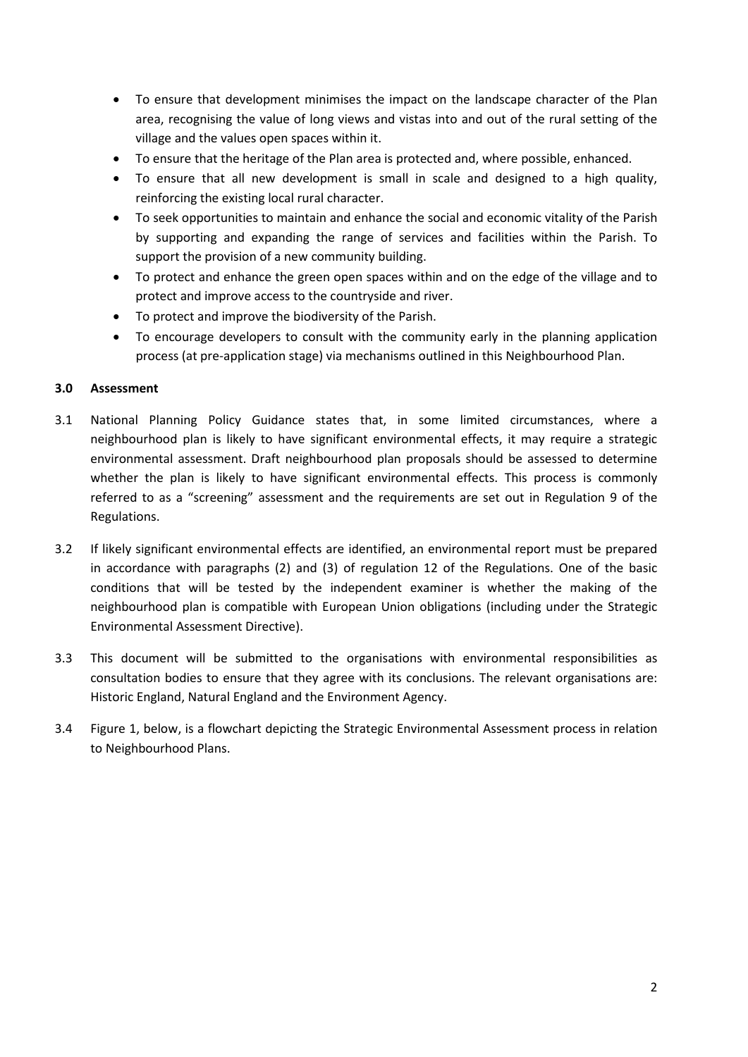- To ensure that development minimises the impact on the landscape character of the Plan area, recognising the value of long views and vistas into and out of the rural setting of the village and the values open spaces within it.
- To ensure that the heritage of the Plan area is protected and, where possible, enhanced.
- To ensure that all new development is small in scale and designed to a high quality, reinforcing the existing local rural character.
- To seek opportunities to maintain and enhance the social and economic vitality of the Parish by supporting and expanding the range of services and facilities within the Parish. To support the provision of a new community building.
- To protect and enhance the green open spaces within and on the edge of the village and to protect and improve access to the countryside and river.
- To protect and improve the biodiversity of the Parish.
- To encourage developers to consult with the community early in the planning application process (at pre-application stage) via mechanisms outlined in this Neighbourhood Plan.

## 3.0 Assessment

3.1 National Planning Policy Guidance states that, in some limited circumstances, where a neighbourhood plan is likely to have significant environmental effects, it may require a strategic environmental assessment. Draft neighbourhood plan proposals should be assessed to determine whether the plan is likely to have significant environmental effects. This process is commonly referred to as a "screening" assessment and the requirements are set out in Regulation 9 of the Regulations.

3.2 If likely significant environmental effects are identified, an environmental report must be prepared in accordance with paragraphs (2) and (3) of regulation 12 of the Regulations. One of the basic conditions that will be tested by the independent examiner is whether the making of the neighbourhood plan is compatible with European Union obligations (including under the Strategic Environmental Assessment Directive).

3.3 This document will be submitted to the organisations with environmental responsibilities as consultation bodies to ensure that they agree with its conclusions. The relevant organisations are: Historic England, Natural England and the Environment Agency.

3.4 Figure 1, below, is a flowchart depicting the Strategic Environmental Assessment process in relation to Neighbourhood Plans.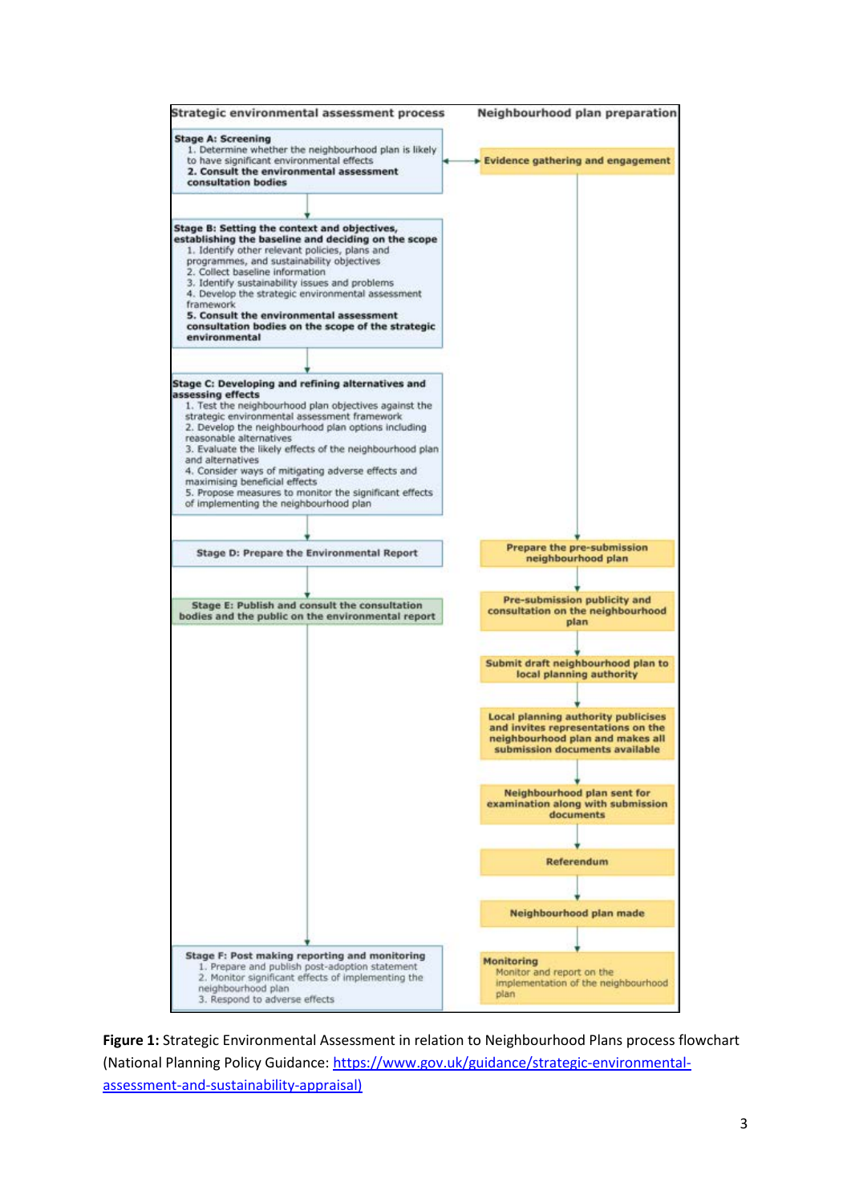| Strategic environmental assessment process | Neighbourhood plan preparation |
|---|---|
| **Stage A: Screening**<br>1. Determine whether the neighbourhood plan is likely to have significant environmental effects<br>**2. Consult the environmental assessment consultation bodies** | **Evidence gathering and engagement** |
| **Stage B: Setting the context and objectives, establishing the baseline and deciding on the scope**<br>1. Identify other relevant policies, plans and programmes, and sustainability objectives<br>2. Collect baseline information<br>3. Identify sustainability issues and problems<br>4. Develop the strategic environmental assessment framework<br>**5. Consult the environmental assessment consultation bodies on the scope of the strategic environmental** | |
| **Stage C: Developing and refining alternatives and assessing effects**<br>1. Test the neighbourhood plan objectives against the strategic environmental assessment framework<br>2. Develop the neighbourhood plan options including reasonable alternatives<br>3. Evaluate the likely effects of the neighbourhood plan and alternatives<br>4. Consider ways of mitigating adverse effects and maximising beneficial effects<br>5. Propose measures to monitor the significant effects of implementing the neighbourhood plan | |
| **Stage D: Prepare the Environmental Report** | **Prepare the pre-submission neighbourhood plan** |
| **Stage E: Publish and consult the consultation bodies and the public on the environmental report** | **Pre-submission publicity and consultation on the neighbourhood plan** |
| | **Submit draft neighbourhood plan to local planning authority** |
| | **Local planning authority publicises and invites representations on the neighbourhood plan and makes all submission documents available** |
| | **Neighbourhood plan sent for examination along with submission documents** |
| | **Referendum** |
| | **Neighbourhood plan made** |
| **Stage F: Post making reporting and monitoring**<br>1. Prepare and publish post-adoption statement<br>2. Monitor significant effects of implementing the neighbourhood plan<br>3. Respond to adverse effects | **Monitoring**<br>Monitor and report on the implementation of the neighbourhood plan |

**Figure 1:** Strategic Environmental Assessment in relation to Neighbourhood Plans process flowchart (National Planning Policy Guidance: https://www.gov.uk/guidance/strategic-environmental-assessment-and-sustainability-appraisal)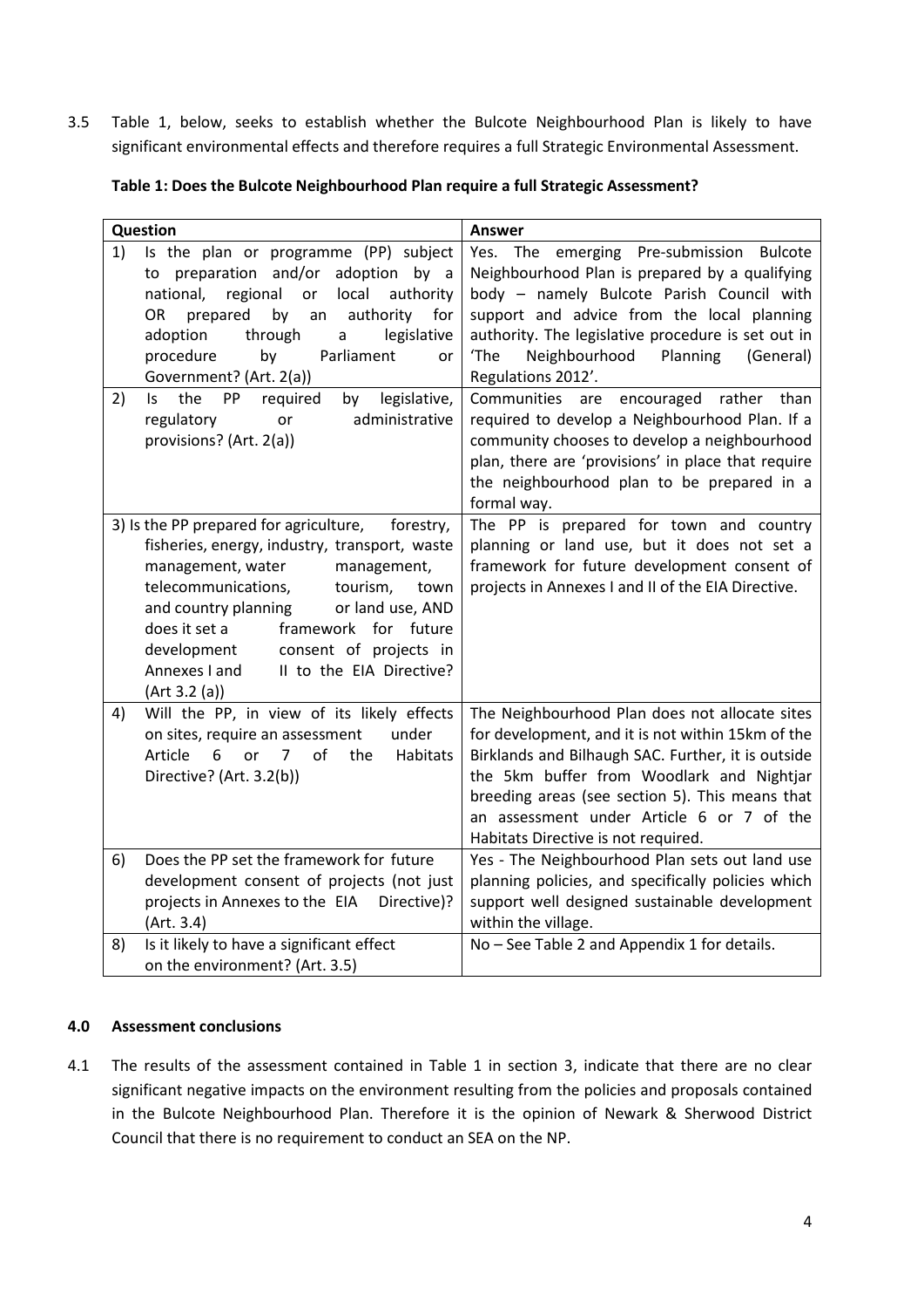3.5 Table 1, below, seeks to establish whether the Bulcote Neighbourhood Plan is likely to have significant environmental effects and therefore requires a full Strategic Environmental Assessment.

**Table 1: Does the Bulcote Neighbourhood Plan require a full Strategic Assessment?**

| Question | Answer |
|---|---|
| 1) Is the plan or programme (PP) subject to preparation and/or adoption by a national, regional or local authority OR prepared by an authority for adoption through a legislative procedure by Parliament or Government? (Art. 2(a)) | Yes. The emerging Pre-submission Bulcote Neighbourhood Plan is prepared by a qualifying body – namely Bulcote Parish Council with support and advice from the local planning authority. The legislative procedure is set out in 'The Neighbourhood Planning (General) Regulations 2012'. |
| 2) Is the PP required by legislative, regulatory or administrative provisions? (Art. 2(a)) | Communities are encouraged rather than required to develop a Neighbourhood Plan. If a community chooses to develop a neighbourhood plan, there are 'provisions' in place that require the neighbourhood plan to be prepared in a formal way. |
| 3) Is the PP prepared for agriculture, forestry, fisheries, energy, industry, transport, waste management, water management, telecommunications, tourism, town and country planning or land use, AND does it set a framework for future development consent of projects in Annexes I and II to the EIA Directive? (Art 3.2 (a)) | The PP is prepared for town and country planning or land use, but it does not set a framework for future development consent of projects in Annexes I and II of the EIA Directive. |
| 4) Will the PP, in view of its likely effects on sites, require an assessment under Article 6 or 7 of the Habitats Directive? (Art. 3.2(b)) | The Neighbourhood Plan does not allocate sites for development, and it is not within 15km of the Birklands and Bilhaugh SAC. Further, it is outside the 5km buffer from Woodlark and Nightjar breeding areas (see section 5). This means that an assessment under Article 6 or 7 of the Habitats Directive is not required. |
| 6) Does the PP set the framework for future development consent of projects (not just projects in Annexes to the EIA Directive)? (Art. 3.4) | Yes - The Neighbourhood Plan sets out land use planning policies, and specifically policies which support well designed sustainable development within the village. |
| 8) Is it likely to have a significant effect on the environment? (Art. 3.5) | No – See Table 2 and Appendix 1 for details. |

## 4.0 Assessment conclusions

4.1 The results of the assessment contained in Table 1 in section 3, indicate that there are no clear significant negative impacts on the environment resulting from the policies and proposals contained in the Bulcote Neighbourhood Plan. Therefore it is the opinion of Newark & Sherwood District Council that there is no requirement to conduct an SEA on the NP.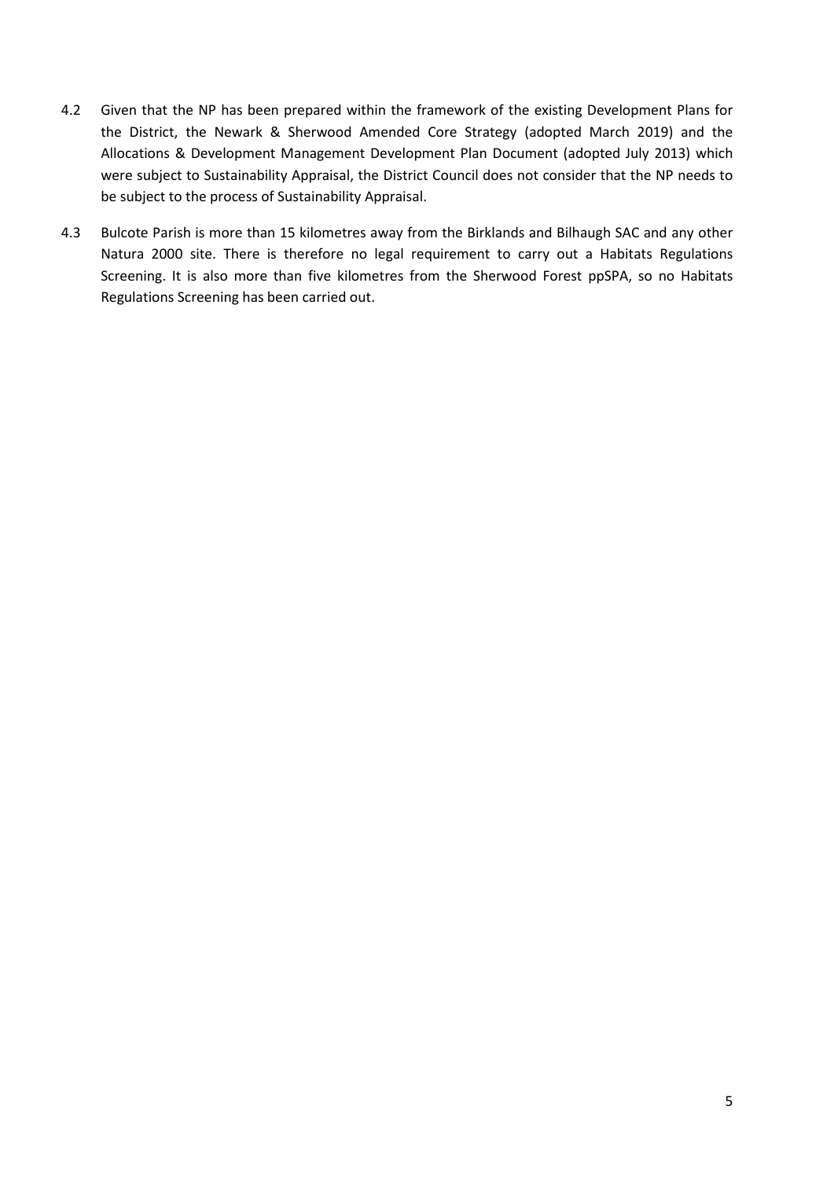4.2 Given that the NP has been prepared within the framework of the existing Development Plans for the District, the Newark & Sherwood Amended Core Strategy (adopted March 2019) and the Allocations & Development Management Development Plan Document (adopted July 2013) which were subject to Sustainability Appraisal, the District Council does not consider that the NP needs to be subject to the process of Sustainability Appraisal.

4.3 Bulcote Parish is more than 15 kilometres away from the Birklands and Bilhaugh SAC and any other Natura 2000 site. There is therefore no legal requirement to carry out a Habitats Regulations Screening. It is also more than five kilometres from the Sherwood Forest ppSPA, so no Habitats Regulations Screening has been carried out.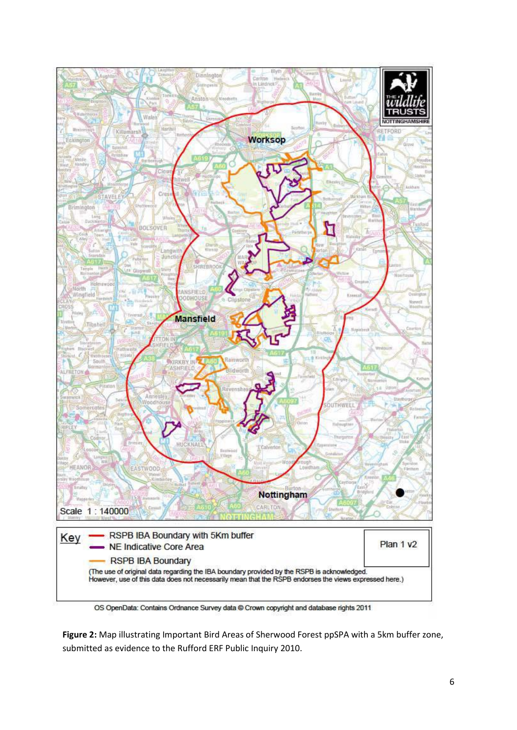**Figure 2:** Map illustrating Important Bird Areas of Sherwood Forest ppSPA with a 5km buffer zone, submitted as evidence to the Rufford ERF Public Inquiry 2010.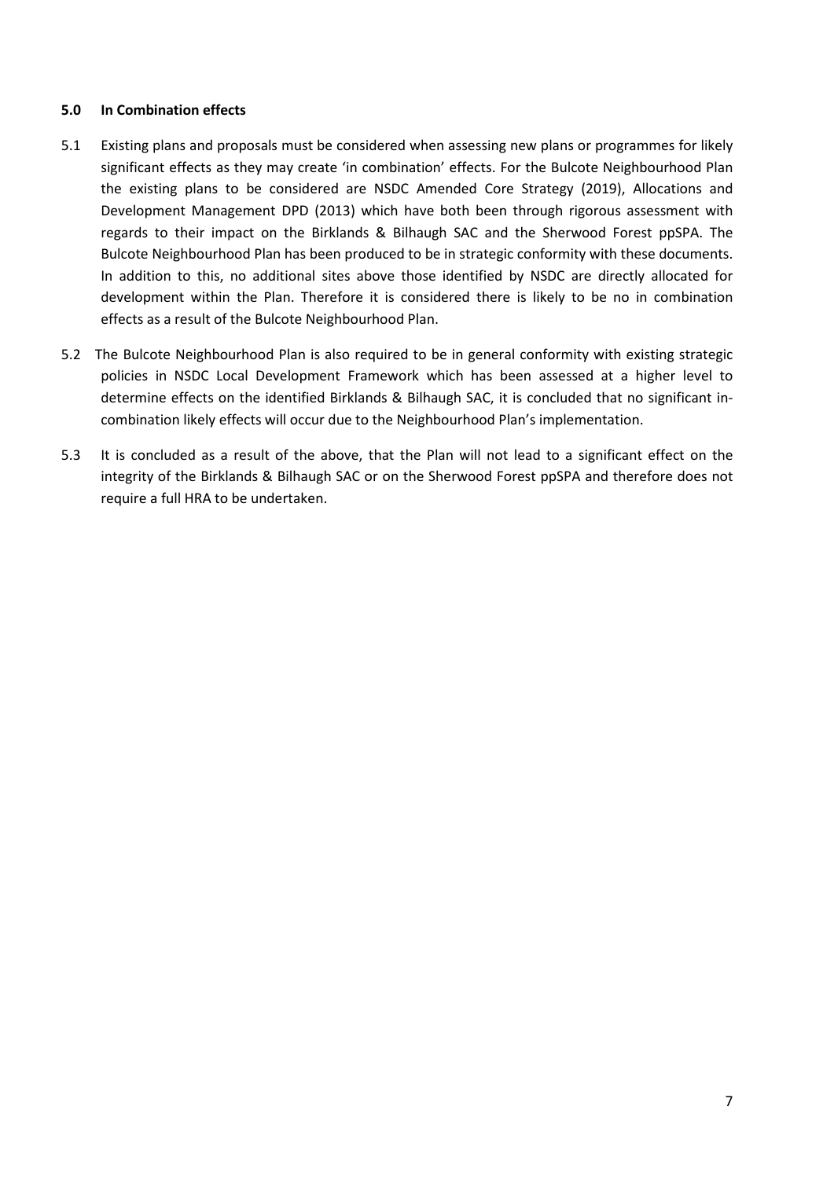## 5.0 In Combination effects

5.1 Existing plans and proposals must be considered when assessing new plans or programmes for likely significant effects as they may create 'in combination' effects. For the Bulcote Neighbourhood Plan the existing plans to be considered are NSDC Amended Core Strategy (2019), Allocations and Development Management DPD (2013) which have both been through rigorous assessment with regards to their impact on the Birklands & Bilhaugh SAC and the Sherwood Forest ppSPA. The Bulcote Neighbourhood Plan has been produced to be in strategic conformity with these documents. In addition to this, no additional sites above those identified by NSDC are directly allocated for development within the Plan. Therefore it is considered there is likely to be no in combination effects as a result of the Bulcote Neighbourhood Plan.

5.2 The Bulcote Neighbourhood Plan is also required to be in general conformity with existing strategic policies in NSDC Local Development Framework which has been assessed at a higher level to determine effects on the identified Birklands & Bilhaugh SAC, it is concluded that no significant in-combination likely effects will occur due to the Neighbourhood Plan's implementation.

5.3 It is concluded as a result of the above, that the Plan will not lead to a significant effect on the integrity of the Birklands & Bilhaugh SAC or on the Sherwood Forest ppSPA and therefore does not require a full HRA to be undertaken.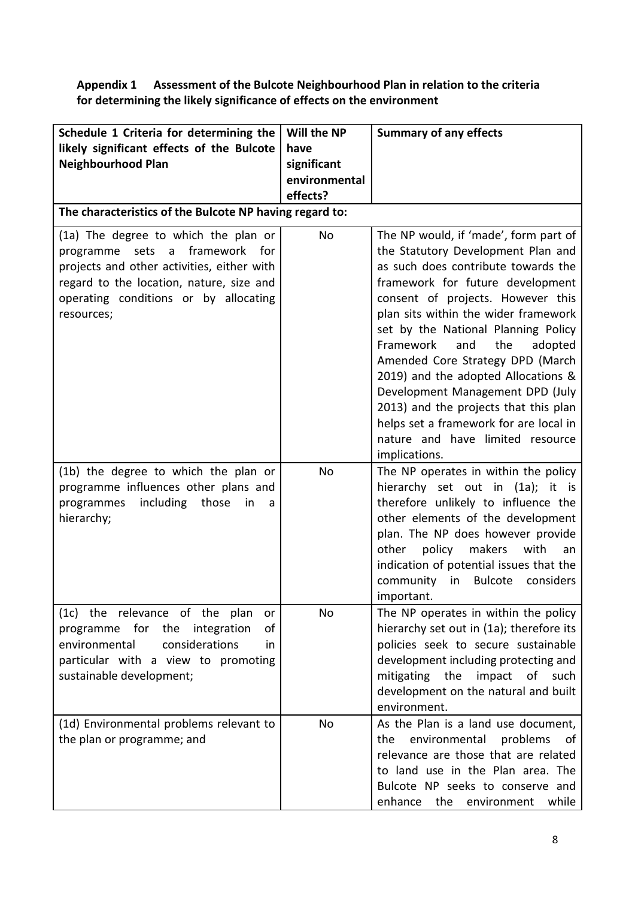**Appendix 1 Assessment of the Bulcote Neighbourhood Plan in relation to the criteria for determining the likely significance of effects on the environment**

| Schedule 1 Criteria for determining the likely significant effects of the Bulcote Neighbourhood Plan | Will the NP have significant environmental effects? | Summary of any effects |
|---|---|---|
| **The characteristics of the Bulcote NP having regard to:** | | |
| (1a) The degree to which the plan or programme sets a framework for projects and other activities, either with regard to the location, nature, size and operating conditions or by allocating resources; | No | The NP would, if 'made', form part of the Statutory Development Plan and as such does contribute towards the framework for future development consent of projects. However this plan sits within the wider framework set by the National Planning Policy Framework and the adopted Amended Core Strategy DPD (March 2019) and the adopted Allocations & Development Management DPD (July 2013) and the projects that this plan helps set a framework for are local in nature and have limited resource implications. |
| (1b) the degree to which the plan or programme influences other plans and programmes including those in a hierarchy; | No | The NP operates in within the policy hierarchy set out in (1a); it is therefore unlikely to influence the other elements of the development plan. The NP does however provide other policy makers with an indication of potential issues that the community in Bulcote considers important. |
| (1c) the relevance of the plan or programme for the integration of environmental considerations in particular with a view to promoting sustainable development; | No | The NP operates in within the policy hierarchy set out in (1a); therefore its policies seek to secure sustainable development including protecting and mitigating the impact of such development on the natural and built environment. |
| (1d) Environmental problems relevant to the plan or programme; and | No | As the Plan is a land use document, the environmental problems of relevance are those that are related to land use in the Plan area. The Bulcote NP seeks to conserve and enhance the environment while |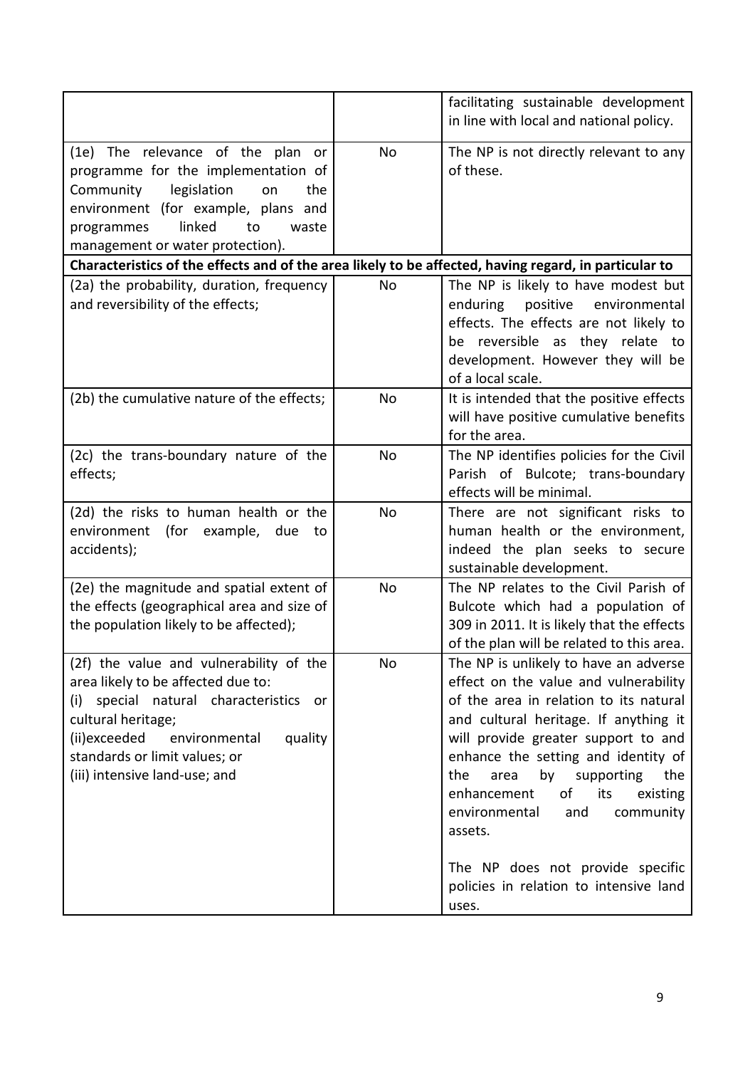| | | |
|---|---|---|
| | | facilitating sustainable development in line with local and national policy. |
| (1e) The relevance of the plan or programme for the implementation of Community legislation on the environment (for example, plans and programmes linked to waste management or water protection). | No | The NP is not directly relevant to any of these. |
| **Characteristics of the effects and of the area likely to be affected, having regard, in particular to** | | |
| (2a) the probability, duration, frequency and reversibility of the effects; | No | The NP is likely to have modest but enduring positive environmental effects. The effects are not likely to be reversible as they relate to development. However they will be of a local scale. |
| (2b) the cumulative nature of the effects; | No | It is intended that the positive effects will have positive cumulative benefits for the area. |
| (2c) the trans-boundary nature of the effects; | No | The NP identifies policies for the Civil Parish of Bulcote; trans-boundary effects will be minimal. |
| (2d) the risks to human health or the environment (for example, due to accidents); | No | There are not significant risks to human health or the environment, indeed the plan seeks to secure sustainable development. |
| (2e) the magnitude and spatial extent of the effects (geographical area and size of the population likely to be affected); | No | The NP relates to the Civil Parish of Bulcote which had a population of 309 in 2011. It is likely that the effects of the plan will be related to this area. |
| (2f) the value and vulnerability of the area likely to be affected due to:<br>(i) special natural characteristics or cultural heritage;<br>(ii)exceeded environmental quality standards or limit values; or<br>(iii) intensive land-use; and | No | The NP is unlikely to have an adverse effect on the value and vulnerability of the area in relation to its natural and cultural heritage. If anything it will provide greater support to and enhance the setting and identity of the area by supporting the enhancement of its existing environmental and community assets.<br><br>The NP does not provide specific policies in relation to intensive land uses. |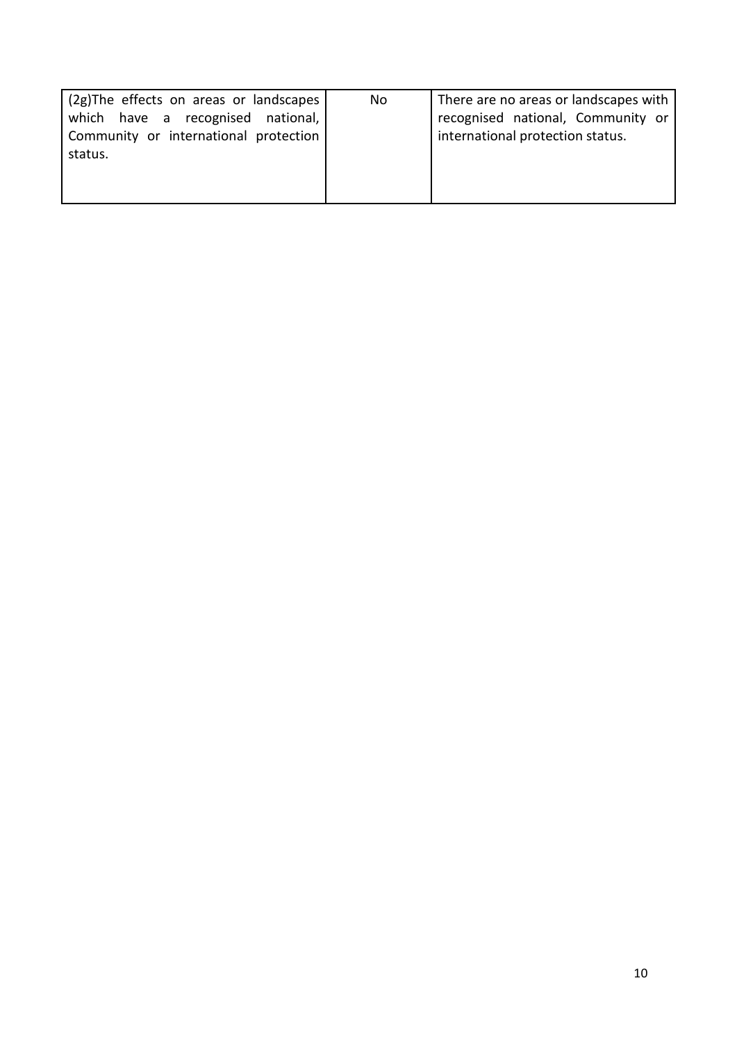| | | |
|---|---|---|
| (2g)The effects on areas or landscapes which have a recognised national, Community or international protection status. | No | There are no areas or landscapes with recognised national, Community or international protection status. |